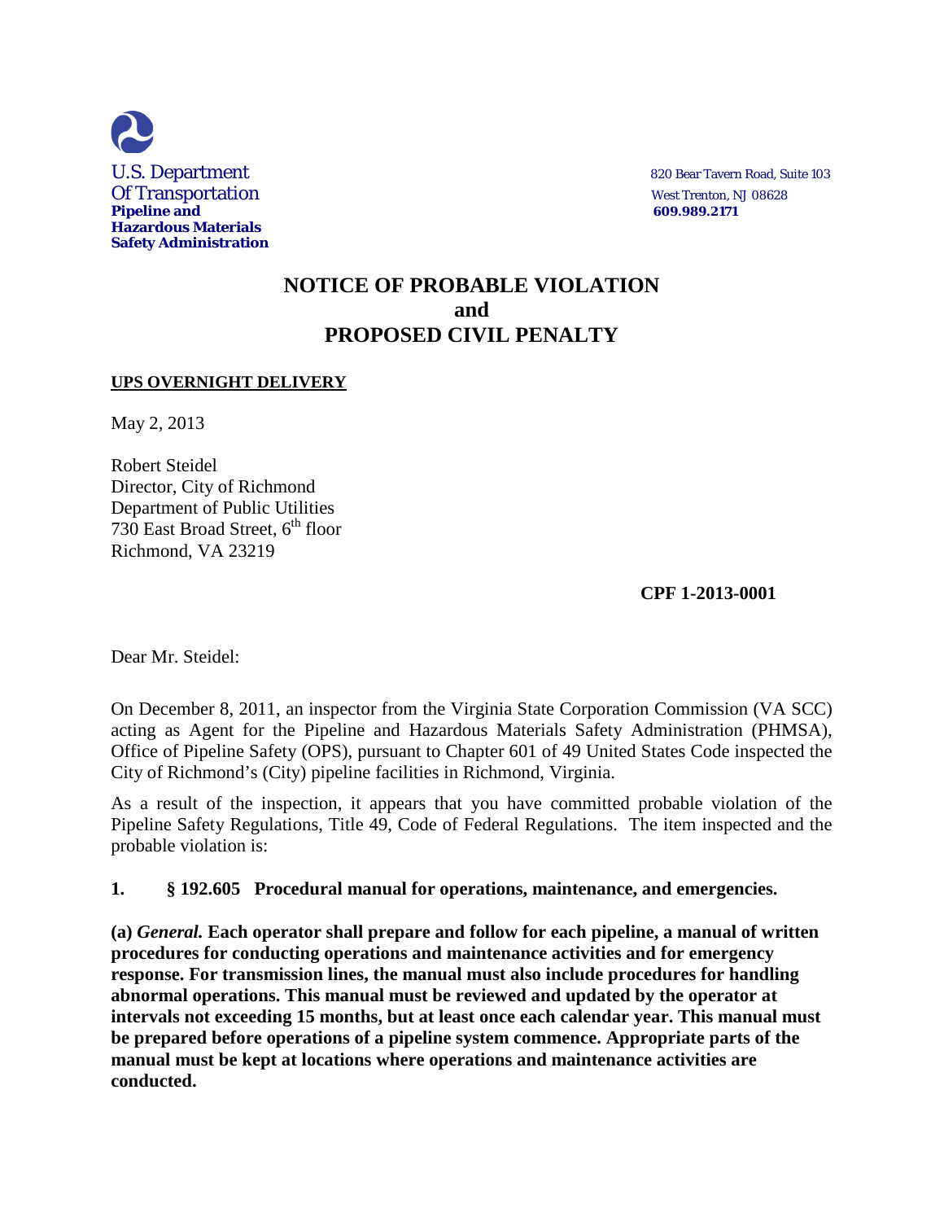U.S. Department
Of Transportation
**Pipeline and Hazardous Materials Safety Administration**

820 Bear Tavern Road, Suite 103
West Trenton, NJ 08628
**609.989.2171**

# NOTICE OF PROBABLE VIOLATION and PROPOSED CIVIL PENALTY

**UPS OVERNIGHT DELIVERY**

May 2, 2013

Robert Steidel
Director, City of Richmond
Department of Public Utilities
730 East Broad Street, 6th floor
Richmond, VA 23219

**CPF 1-2013-0001**

Dear Mr. Steidel:

On December 8, 2011, an inspector from the Virginia State Corporation Commission (VA SCC) acting as Agent for the Pipeline and Hazardous Materials Safety Administration (PHMSA), Office of Pipeline Safety (OPS), pursuant to Chapter 601 of 49 United States Code inspected the City of Richmond's (City) pipeline facilities in Richmond, Virginia.

As a result of the inspection, it appears that you have committed probable violation of the Pipeline Safety Regulations, Title 49, Code of Federal Regulations. The item inspected and the probable violation is:

**1. § 192.605 Procedural manual for operations, maintenance, and emergencies.**

**(a) *General.* Each operator shall prepare and follow for each pipeline, a manual of written procedures for conducting operations and maintenance activities and for emergency response. For transmission lines, the manual must also include procedures for handling abnormal operations. This manual must be reviewed and updated by the operator at intervals not exceeding 15 months, but at least once each calendar year. This manual must be prepared before operations of a pipeline system commence. Appropriate parts of the manual must be kept at locations where operations and maintenance activities are conducted.**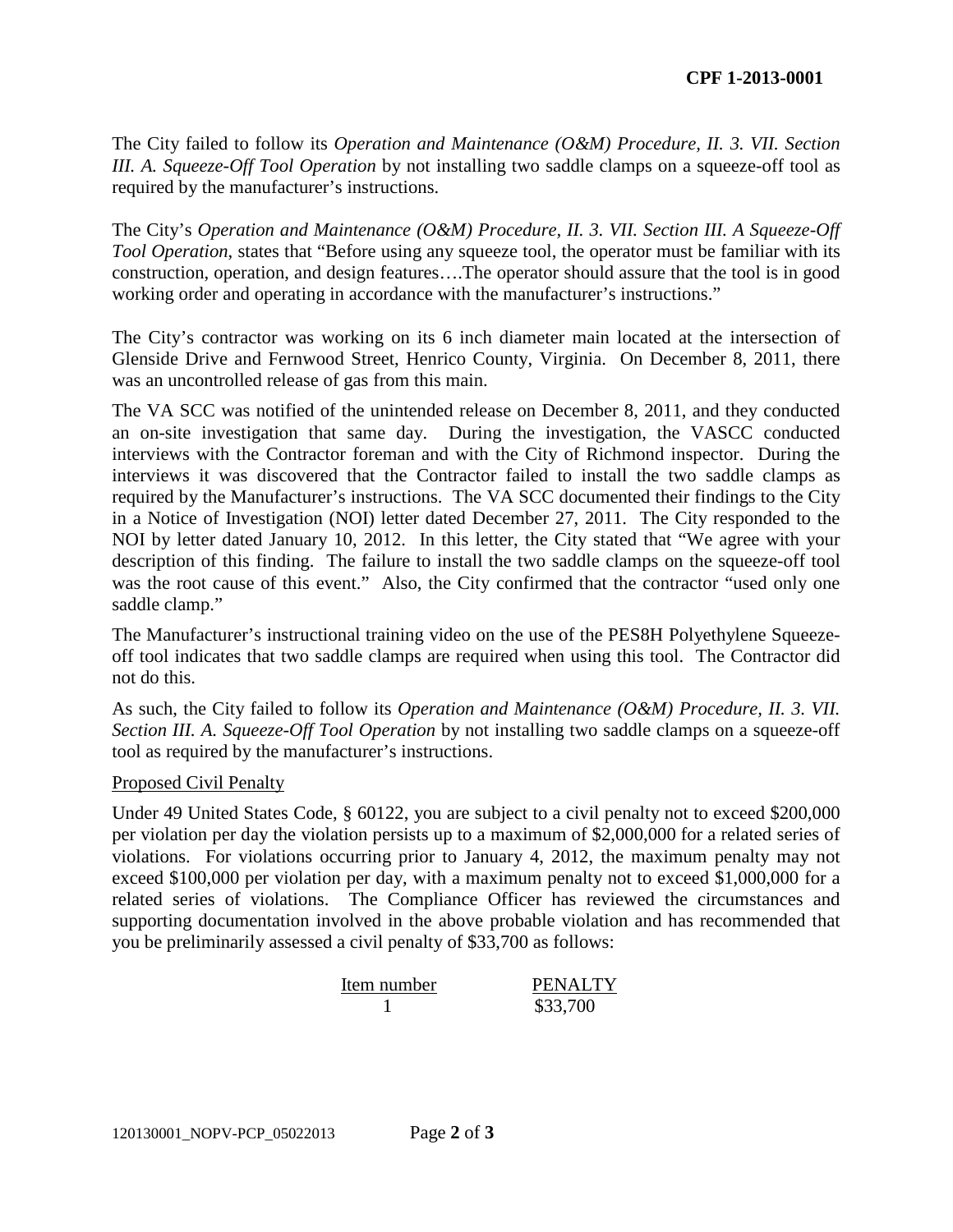The City failed to follow its *Operation and Maintenance (O&M) Procedure, II. 3. VII. Section III. A. Squeeze-Off Tool Operation* by not installing two saddle clamps on a squeeze-off tool as required by the manufacturer's instructions.

The City's *Operation and Maintenance (O&M) Procedure, II. 3. VII. Section III. A Squeeze-Off Tool Operation*, states that "Before using any squeeze tool, the operator must be familiar with its construction, operation, and design features….The operator should assure that the tool is in good working order and operating in accordance with the manufacturer's instructions."

The City's contractor was working on its 6 inch diameter main located at the intersection of Glenside Drive and Fernwood Street, Henrico County, Virginia. On December 8, 2011, there was an uncontrolled release of gas from this main.

The VA SCC was notified of the unintended release on December 8, 2011, and they conducted an on-site investigation that same day. During the investigation, the VASCC conducted interviews with the Contractor foreman and with the City of Richmond inspector. During the interviews it was discovered that the Contractor failed to install the two saddle clamps as required by the Manufacturer's instructions. The VA SCC documented their findings to the City in a Notice of Investigation (NOI) letter dated December 27, 2011. The City responded to the NOI by letter dated January 10, 2012. In this letter, the City stated that "We agree with your description of this finding. The failure to install the two saddle clamps on the squeeze-off tool was the root cause of this event." Also, the City confirmed that the contractor "used only one saddle clamp."

The Manufacturer's instructional training video on the use of the PES8H Polyethylene Squeeze-off tool indicates that two saddle clamps are required when using this tool. The Contractor did not do this.

As such, the City failed to follow its *Operation and Maintenance (O&M) Procedure, II. 3. VII. Section III. A. Squeeze-Off Tool Operation* by not installing two saddle clamps on a squeeze-off tool as required by the manufacturer's instructions.

Proposed Civil Penalty

Under 49 United States Code, § 60122, you are subject to a civil penalty not to exceed $200,000 per violation per day the violation persists up to a maximum of $2,000,000 for a related series of violations. For violations occurring prior to January 4, 2012, the maximum penalty may not exceed $100,000 per violation per day, with a maximum penalty not to exceed $1,000,000 for a related series of violations. The Compliance Officer has reviewed the circumstances and supporting documentation involved in the above probable violation and has recommended that you be preliminarily assessed a civil penalty of $33,700 as follows:

| Item number | PENALTY |
|---|---|
| 1 | $33,700 |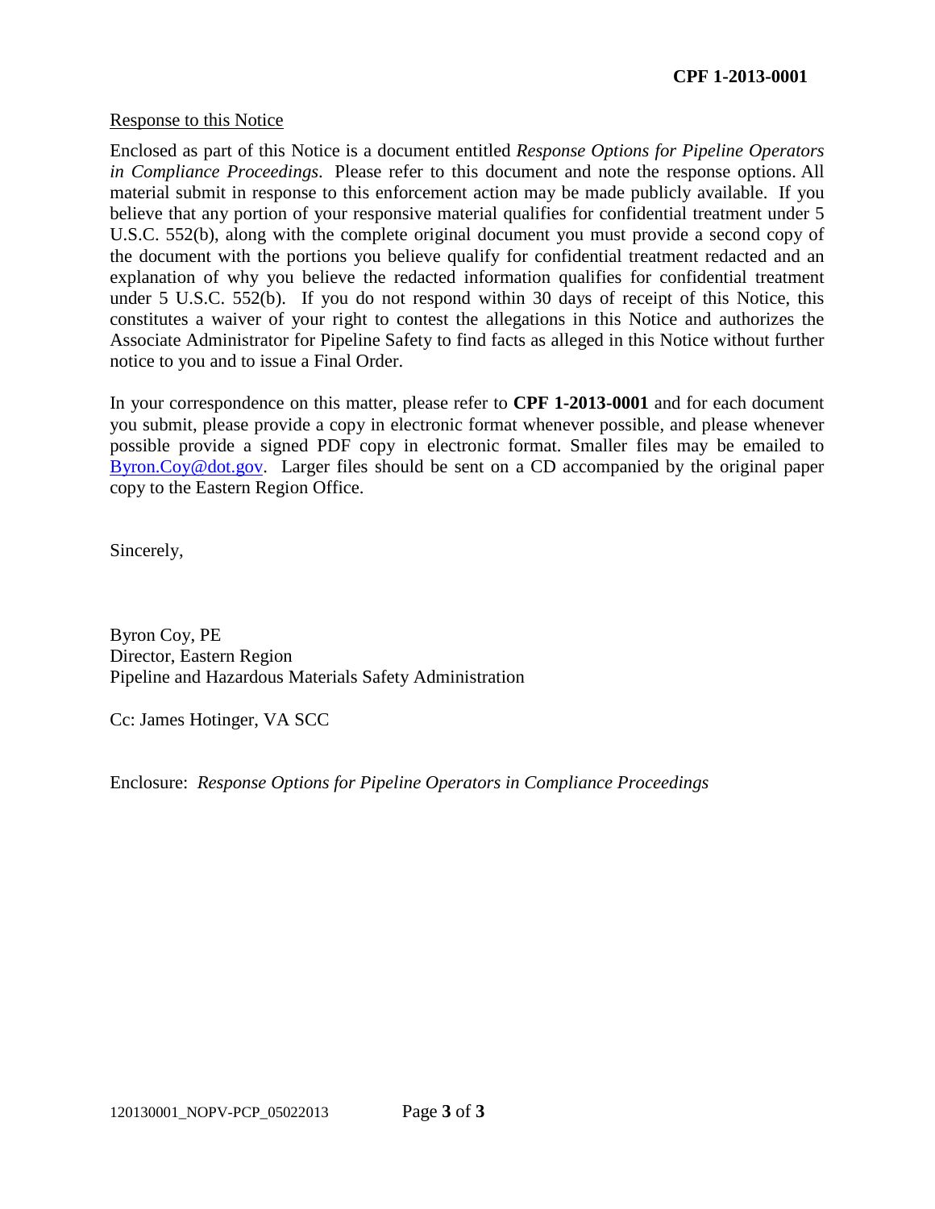Response to this Notice

Enclosed as part of this Notice is a document entitled *Response Options for Pipeline Operators in Compliance Proceedings*. Please refer to this document and note the response options. All material submit in response to this enforcement action may be made publicly available. If you believe that any portion of your responsive material qualifies for confidential treatment under 5 U.S.C. 552(b), along with the complete original document you must provide a second copy of the document with the portions you believe qualify for confidential treatment redacted and an explanation of why you believe the redacted information qualifies for confidential treatment under 5 U.S.C. 552(b). If you do not respond within 30 days of receipt of this Notice, this constitutes a waiver of your right to contest the allegations in this Notice and authorizes the Associate Administrator for Pipeline Safety to find facts as alleged in this Notice without further notice to you and to issue a Final Order.

In your correspondence on this matter, please refer to **CPF 1-2013-0001** and for each document you submit, please provide a copy in electronic format whenever possible, and please whenever possible provide a signed PDF copy in electronic format. Smaller files may be emailed to Byron.Coy@dot.gov. Larger files should be sent on a CD accompanied by the original paper copy to the Eastern Region Office.

Sincerely,

Byron Coy, PE
Director, Eastern Region
Pipeline and Hazardous Materials Safety Administration

Cc: James Hotinger, VA SCC

Enclosure: *Response Options for Pipeline Operators in Compliance Proceedings*